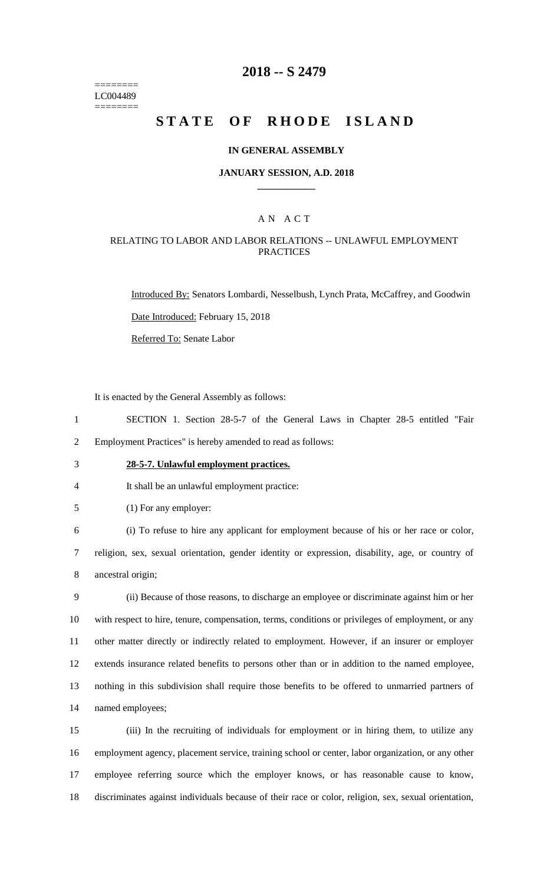========
LC004489
========

# 2018 -- S 2479

# STATE OF RHODE ISLAND

## IN GENERAL ASSEMBLY

### JANUARY SESSION, A.D. 2018

---

## A N A C T

### RELATING TO LABOR AND LABOR RELATIONS -- UNLAWFUL EMPLOYMENT PRACTICES

Introduced By: Senators Lombardi, Nesselbush, Lynch Prata, McCaffrey, and Goodwin

Date Introduced: February 15, 2018

Referred To: Senate Labor

It is enacted by the General Assembly as follows:

SECTION 1. Section 28-5-7 of the General Laws in Chapter 28-5 entitled "Fair Employment Practices" is hereby amended to read as follows:

**28-5-7. Unlawful employment practices.**

It shall be an unlawful employment practice:

(1) For any employer:

(i) To refuse to hire any applicant for employment because of his or her race or color, religion, sex, sexual orientation, gender identity or expression, disability, age, or country of ancestral origin;

(ii) Because of those reasons, to discharge an employee or discriminate against him or her with respect to hire, tenure, compensation, terms, conditions or privileges of employment, or any other matter directly or indirectly related to employment. However, if an insurer or employer extends insurance related benefits to persons other than or in addition to the named employee, nothing in this subdivision shall require those benefits to be offered to unmarried partners of named employees;

(iii) In the recruiting of individuals for employment or in hiring them, to utilize any employment agency, placement service, training school or center, labor organization, or any other employee referring source which the employer knows, or has reasonable cause to know, discriminates against individuals because of their race or color, religion, sex, sexual orientation,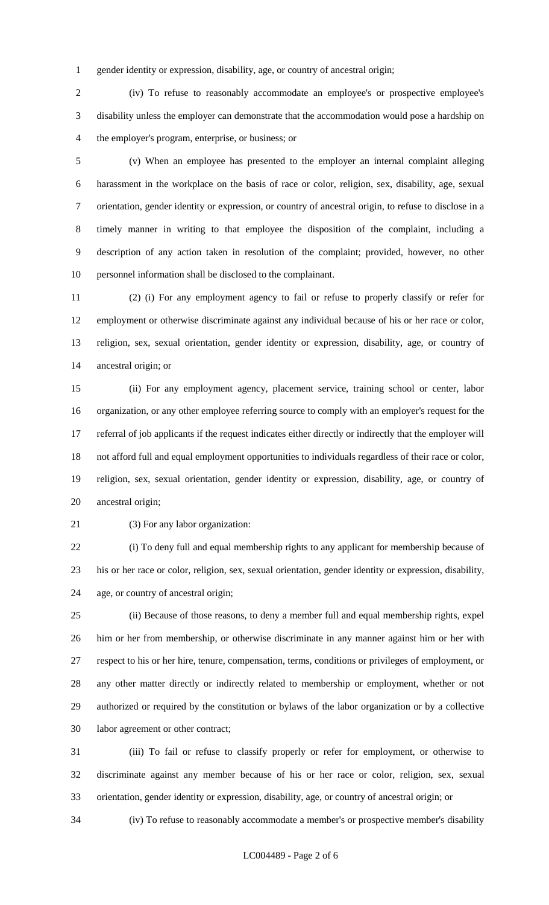gender identity or expression, disability, age, or country of ancestral origin;

(iv) To refuse to reasonably accommodate an employee's or prospective employee's disability unless the employer can demonstrate that the accommodation would pose a hardship on the employer's program, enterprise, or business; or

(v) When an employee has presented to the employer an internal complaint alleging harassment in the workplace on the basis of race or color, religion, sex, disability, age, sexual orientation, gender identity or expression, or country of ancestral origin, to refuse to disclose in a timely manner in writing to that employee the disposition of the complaint, including a description of any action taken in resolution of the complaint; provided, however, no other personnel information shall be disclosed to the complainant.

(2) (i) For any employment agency to fail or refuse to properly classify or refer for employment or otherwise discriminate against any individual because of his or her race or color, religion, sex, sexual orientation, gender identity or expression, disability, age, or country of ancestral origin; or

(ii) For any employment agency, placement service, training school or center, labor organization, or any other employee referring source to comply with an employer's request for the referral of job applicants if the request indicates either directly or indirectly that the employer will not afford full and equal employment opportunities to individuals regardless of their race or color, religion, sex, sexual orientation, gender identity or expression, disability, age, or country of ancestral origin;

(3) For any labor organization:

(i) To deny full and equal membership rights to any applicant for membership because of his or her race or color, religion, sex, sexual orientation, gender identity or expression, disability, age, or country of ancestral origin;

(ii) Because of those reasons, to deny a member full and equal membership rights, expel him or her from membership, or otherwise discriminate in any manner against him or her with respect to his or her hire, tenure, compensation, terms, conditions or privileges of employment, or any other matter directly or indirectly related to membership or employment, whether or not authorized or required by the constitution or bylaws of the labor organization or by a collective labor agreement or other contract;

(iii) To fail or refuse to classify properly or refer for employment, or otherwise to discriminate against any member because of his or her race or color, religion, sex, sexual orientation, gender identity or expression, disability, age, or country of ancestral origin; or

(iv) To refuse to reasonably accommodate a member's or prospective member's disability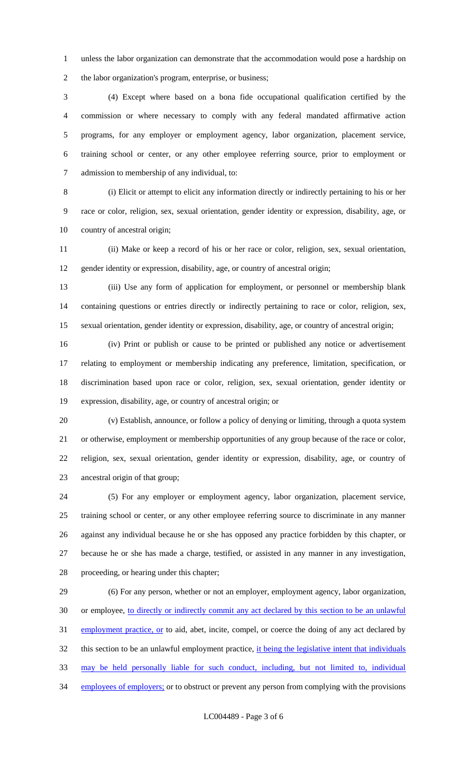unless the labor organization can demonstrate that the accommodation would pose a hardship on the labor organization's program, enterprise, or business;

(4) Except where based on a bona fide occupational qualification certified by the commission or where necessary to comply with any federal mandated affirmative action programs, for any employer or employment agency, labor organization, placement service, training school or center, or any other employee referring source, prior to employment or admission to membership of any individual, to:

(i) Elicit or attempt to elicit any information directly or indirectly pertaining to his or her race or color, religion, sex, sexual orientation, gender identity or expression, disability, age, or country of ancestral origin;

(ii) Make or keep a record of his or her race or color, religion, sex, sexual orientation, gender identity or expression, disability, age, or country of ancestral origin;

(iii) Use any form of application for employment, or personnel or membership blank containing questions or entries directly or indirectly pertaining to race or color, religion, sex, sexual orientation, gender identity or expression, disability, age, or country of ancestral origin;

(iv) Print or publish or cause to be printed or published any notice or advertisement relating to employment or membership indicating any preference, limitation, specification, or discrimination based upon race or color, religion, sex, sexual orientation, gender identity or expression, disability, age, or country of ancestral origin; or

(v) Establish, announce, or follow a policy of denying or limiting, through a quota system or otherwise, employment or membership opportunities of any group because of the race or color, religion, sex, sexual orientation, gender identity or expression, disability, age, or country of ancestral origin of that group;

(5) For any employer or employment agency, labor organization, placement service, training school or center, or any other employee referring source to discriminate in any manner against any individual because he or she has opposed any practice forbidden by this chapter, or because he or she has made a charge, testified, or assisted in any manner in any investigation, proceeding, or hearing under this chapter;

(6) For any person, whether or not an employer, employment agency, labor organization, or employee, <u>to directly or indirectly commit any act declared by this section to be an unlawful employment practice, or</u> to aid, abet, incite, compel, or coerce the doing of any act declared by this section to be an unlawful employment practice, <u>it being the legislative intent that individuals may be held personally liable for such conduct, including, but not limited to, individual employees of employers;</u> or to obstruct or prevent any person from complying with the provisions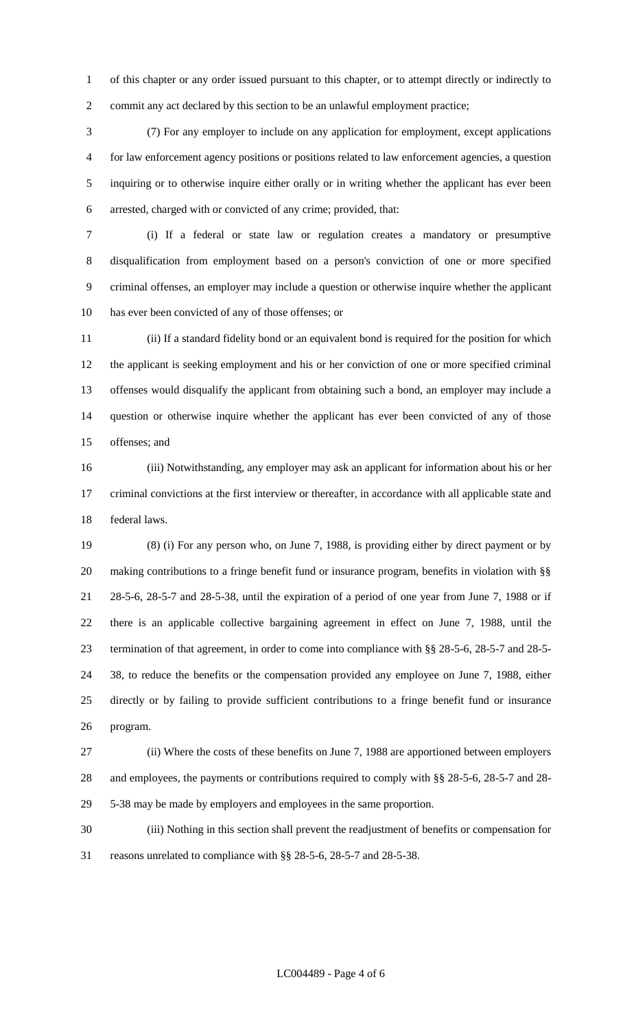of this chapter or any order issued pursuant to this chapter, or to attempt directly or indirectly to commit any act declared by this section to be an unlawful employment practice;

(7) For any employer to include on any application for employment, except applications for law enforcement agency positions or positions related to law enforcement agencies, a question inquiring or to otherwise inquire either orally or in writing whether the applicant has ever been arrested, charged with or convicted of any crime; provided, that:

(i) If a federal or state law or regulation creates a mandatory or presumptive disqualification from employment based on a person's conviction of one or more specified criminal offenses, an employer may include a question or otherwise inquire whether the applicant has ever been convicted of any of those offenses; or

(ii) If a standard fidelity bond or an equivalent bond is required for the position for which the applicant is seeking employment and his or her conviction of one or more specified criminal offenses would disqualify the applicant from obtaining such a bond, an employer may include a question or otherwise inquire whether the applicant has ever been convicted of any of those offenses; and

(iii) Notwithstanding, any employer may ask an applicant for information about his or her criminal convictions at the first interview or thereafter, in accordance with all applicable state and federal laws.

(8) (i) For any person who, on June 7, 1988, is providing either by direct payment or by making contributions to a fringe benefit fund or insurance program, benefits in violation with §§ 28-5-6, 28-5-7 and 28-5-38, until the expiration of a period of one year from June 7, 1988 or if there is an applicable collective bargaining agreement in effect on June 7, 1988, until the termination of that agreement, in order to come into compliance with §§ 28-5-6, 28-5-7 and 28-5-38, to reduce the benefits or the compensation provided any employee on June 7, 1988, either directly or by failing to provide sufficient contributions to a fringe benefit fund or insurance program.

(ii) Where the costs of these benefits on June 7, 1988 are apportioned between employers and employees, the payments or contributions required to comply with §§ 28-5-6, 28-5-7 and 28-5-38 may be made by employers and employees in the same proportion.

(iii) Nothing in this section shall prevent the readjustment of benefits or compensation for reasons unrelated to compliance with §§ 28-5-6, 28-5-7 and 28-5-38.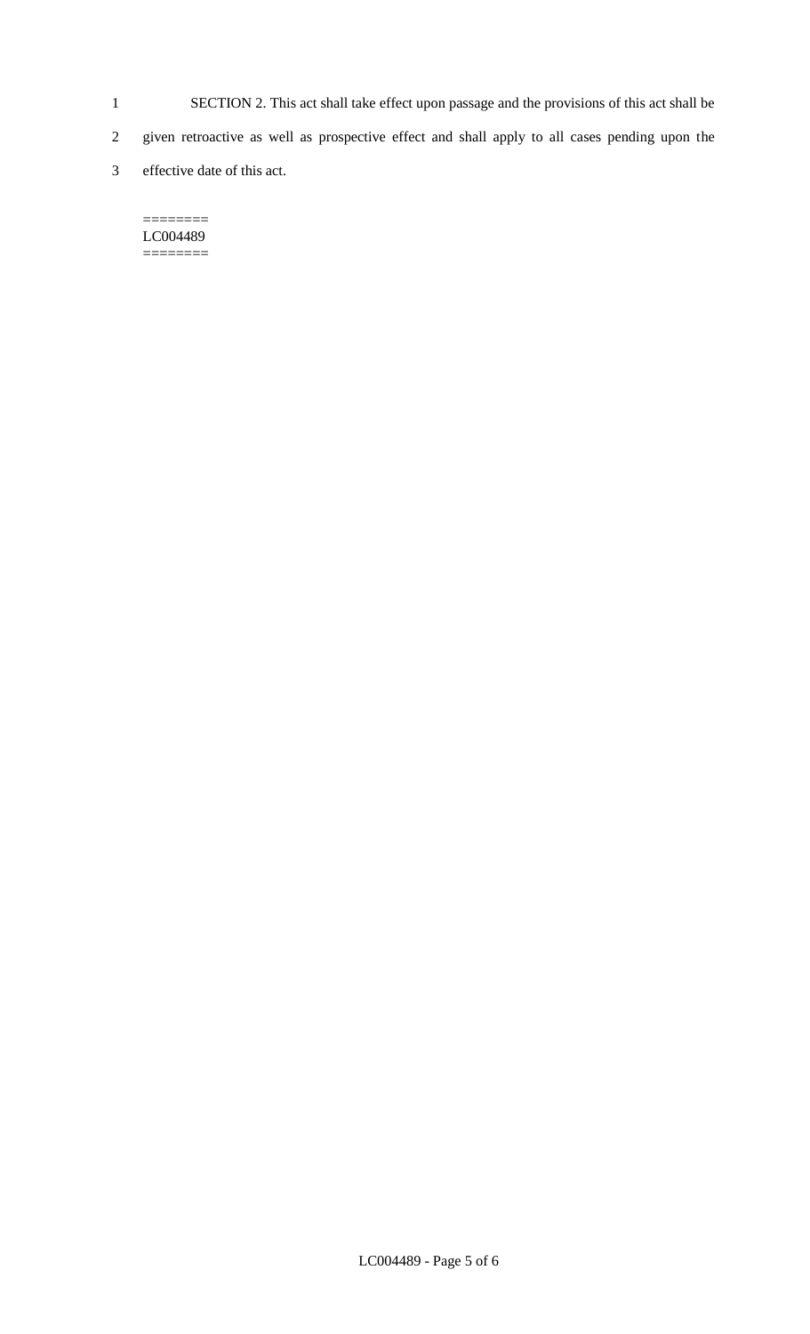SECTION 2. This act shall take effect upon passage and the provisions of this act shall be given retroactive as well as prospective effect and shall apply to all cases pending upon the effective date of this act.

========
LC004489
========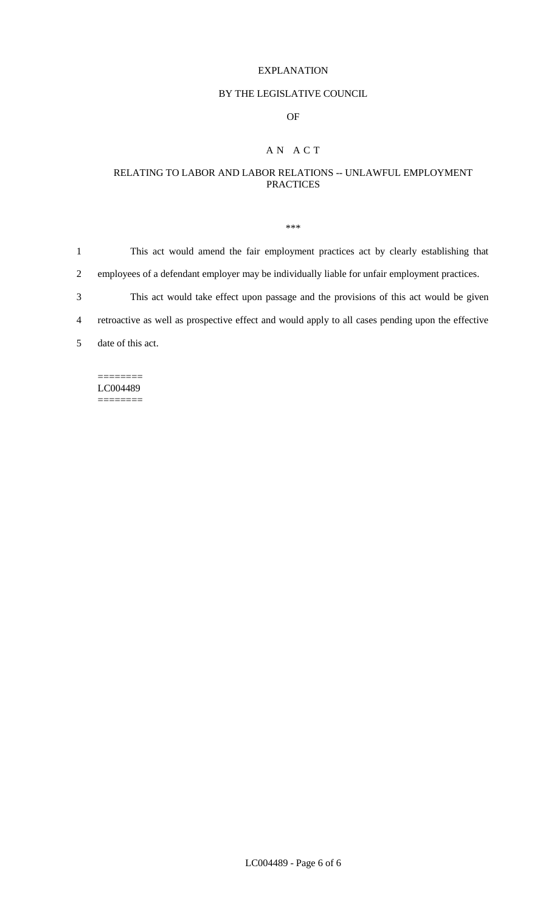EXPLANATION

BY THE LEGISLATIVE COUNCIL

OF

# A N A C T

## RELATING TO LABOR AND LABOR RELATIONS -- UNLAWFUL EMPLOYMENT PRACTICES

\*\*\*

This act would amend the fair employment practices act by clearly establishing that employees of a defendant employer may be individually liable for unfair employment practices.

This act would take effect upon passage and the provisions of this act would be given retroactive as well as prospective effect and would apply to all cases pending upon the effective date of this act.

========
LC004489
========